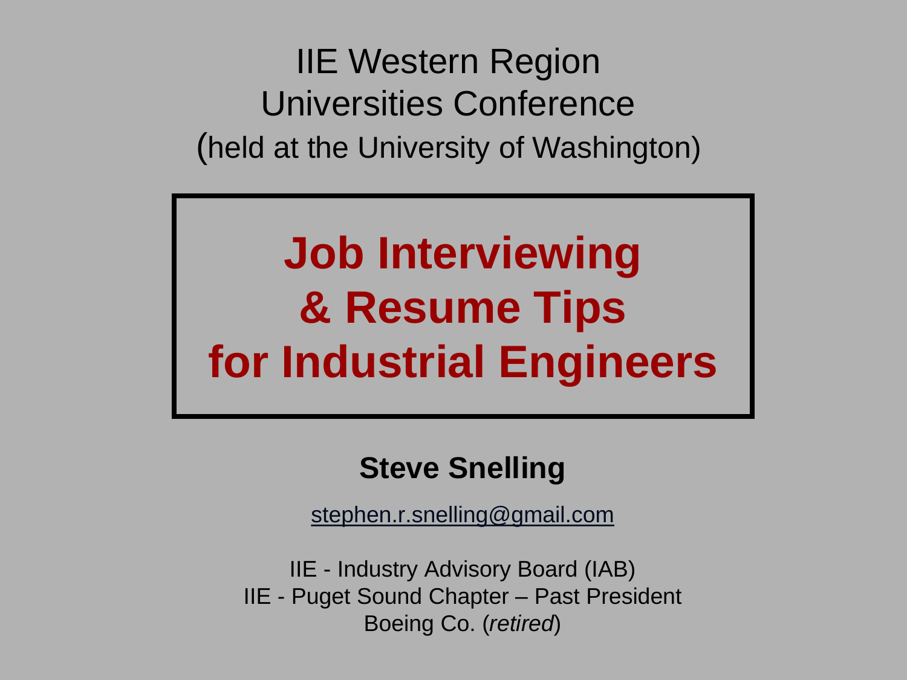IIE Western Region
Universities Conference
(held at the University of Washington)

# Job Interviewing & Resume Tips for Industrial Engineers

**Steve Snelling**

stephen.r.snelling@gmail.com

IIE - Industry Advisory Board (IAB)
IIE - Puget Sound Chapter – Past President
Boeing Co. (*retired*)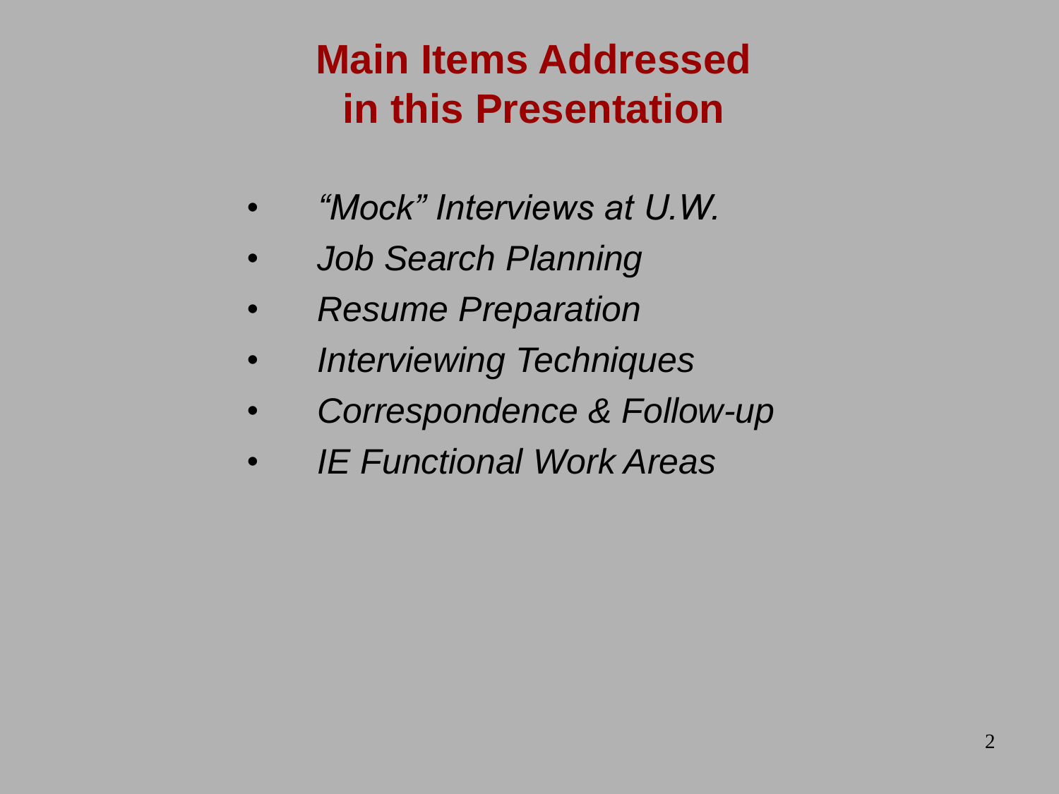# Main Items Addressed in this Presentation

- *"Mock" Interviews at U.W.*
- *Job Search Planning*
- *Resume Preparation*
- *Interviewing Techniques*
- *Correspondence & Follow-up*
- *IE Functional Work Areas*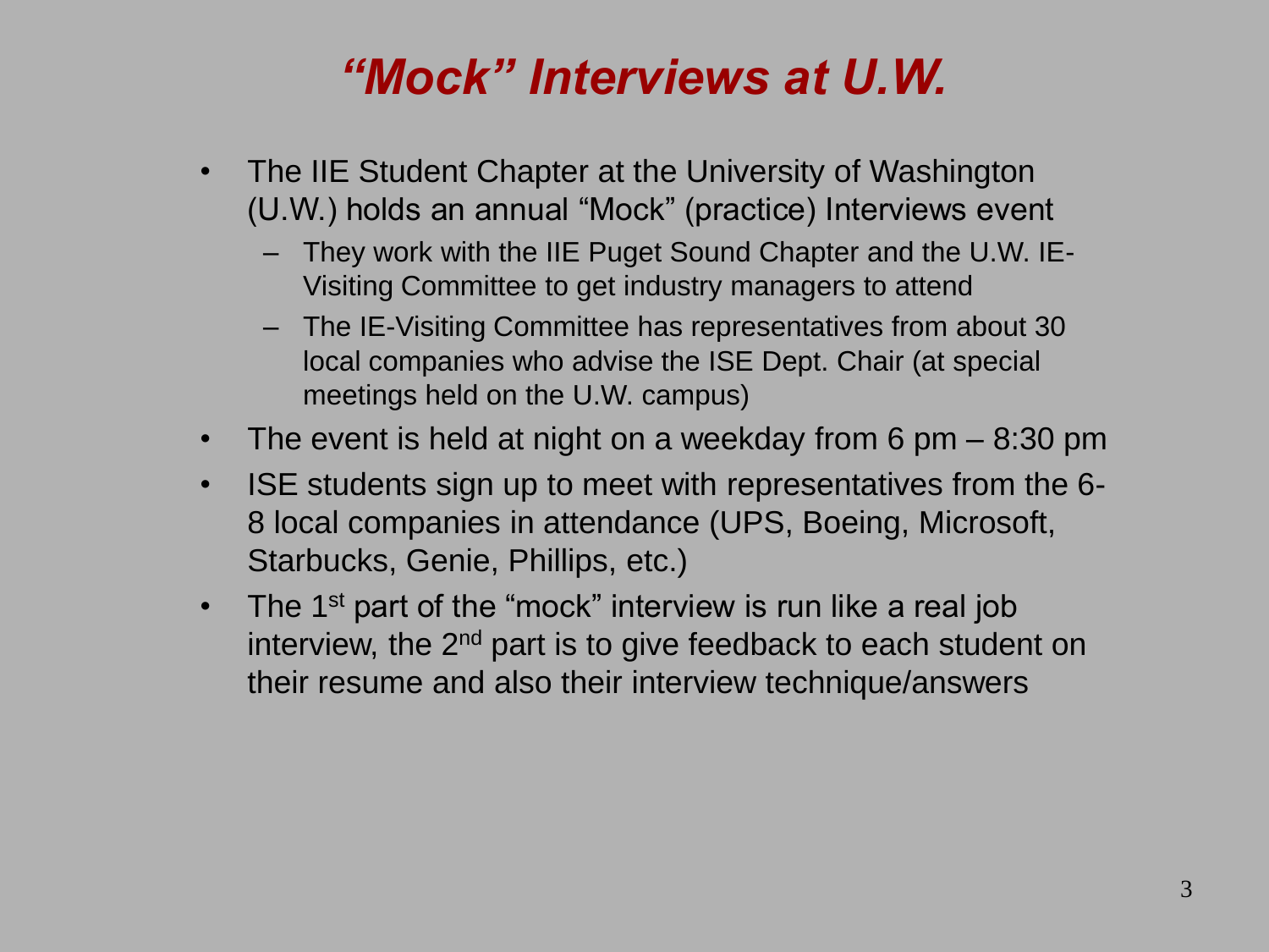# *"Mock" Interviews at U.W.*

- The IIE Student Chapter at the University of Washington (U.W.) holds an annual "Mock" (practice) Interviews event
  - They work with the IIE Puget Sound Chapter and the U.W. IE-Visiting Committee to get industry managers to attend
  - The IE-Visiting Committee has representatives from about 30 local companies who advise the ISE Dept. Chair (at special meetings held on the U.W. campus)
- The event is held at night on a weekday from 6 pm – 8:30 pm
- ISE students sign up to meet with representatives from the 6-8 local companies in attendance (UPS, Boeing, Microsoft, Starbucks, Genie, Phillips, etc.)
- The 1st part of the "mock" interview is run like a real job interview, the 2nd part is to give feedback to each student on their resume and also their interview technique/answers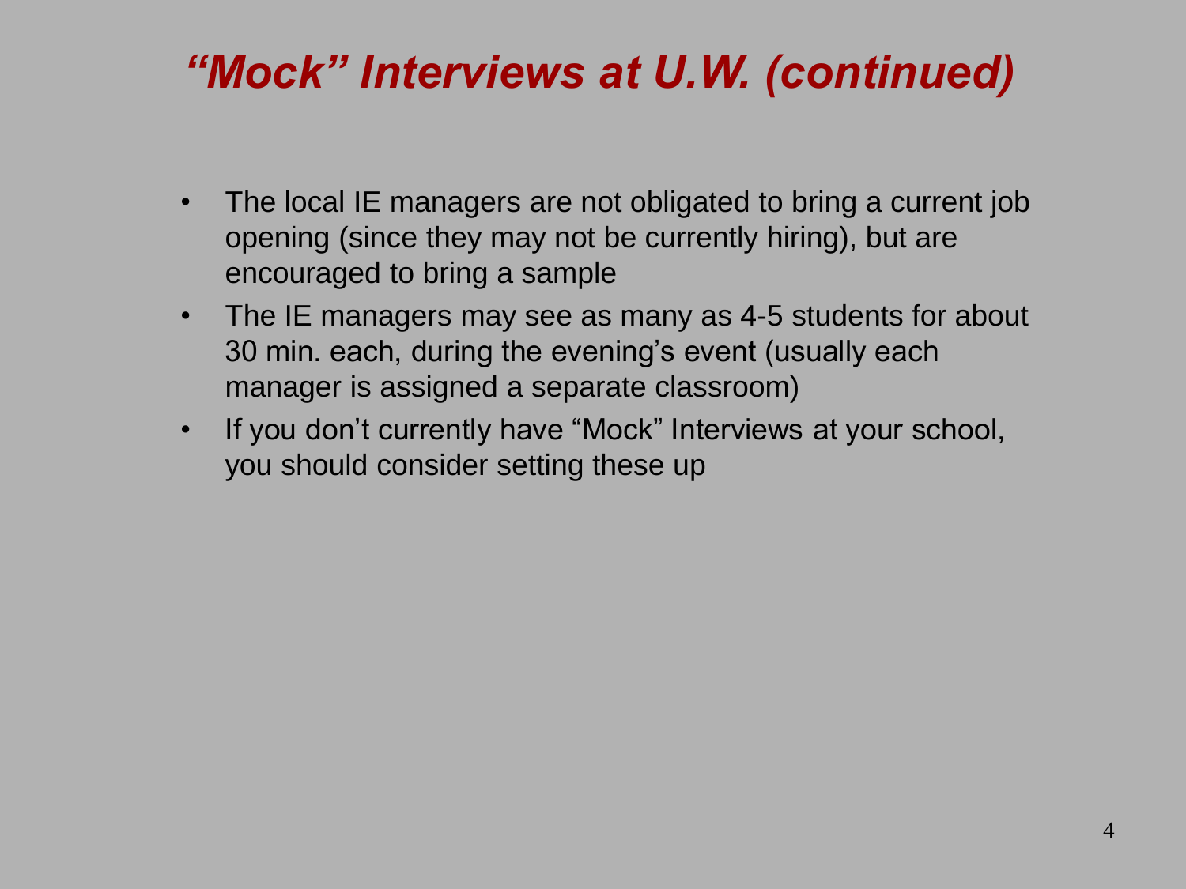# *"Mock" Interviews at U.W. (continued)*

- The local IE managers are not obligated to bring a current job opening (since they may not be currently hiring), but are encouraged to bring a sample
- The IE managers may see as many as 4-5 students for about 30 min. each, during the evening's event (usually each manager is assigned a separate classroom)
- If you don't currently have "Mock" Interviews at your school, you should consider setting these up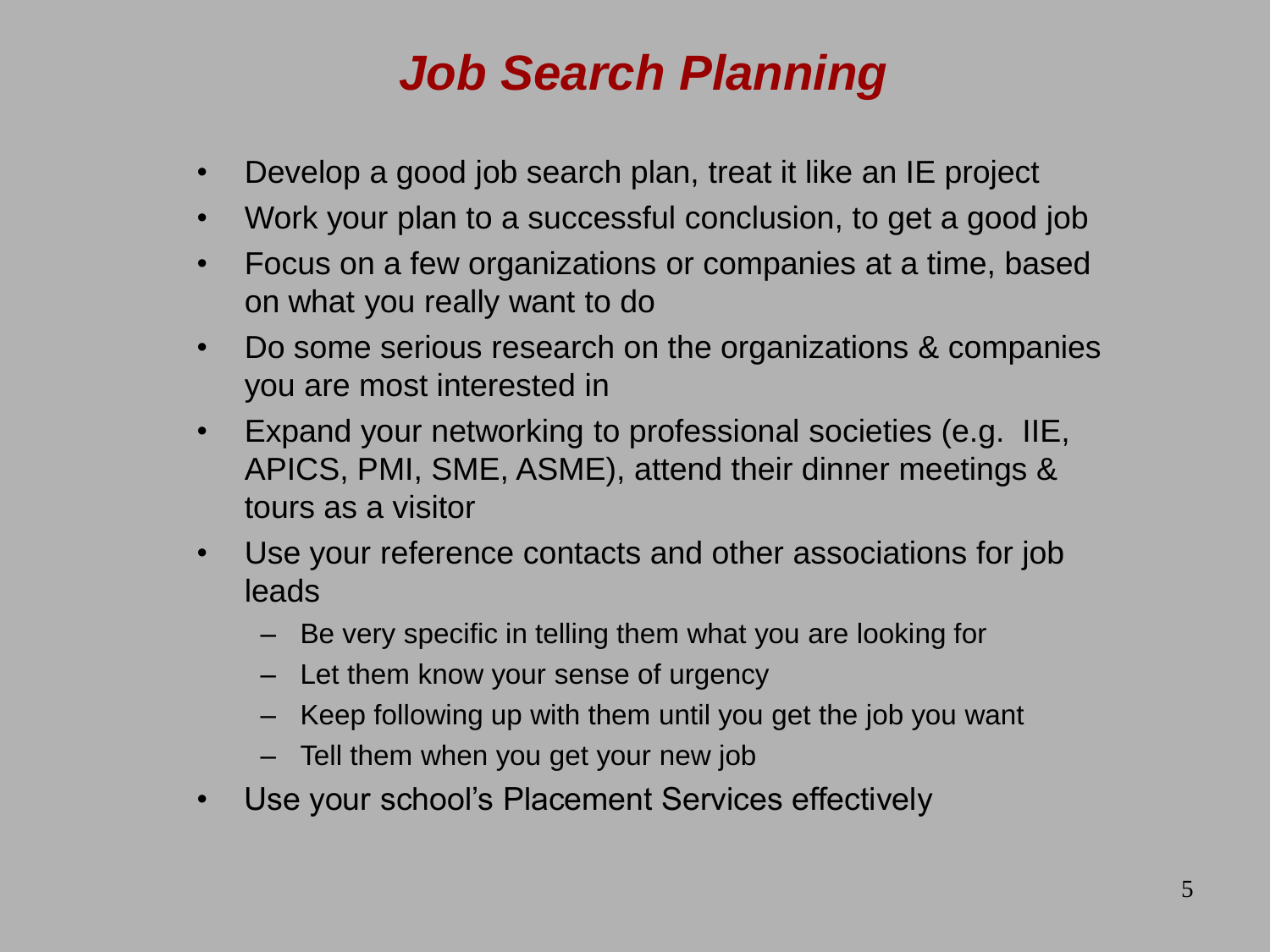# ***Job Search Planning***

- Develop a good job search plan, treat it like an IE project
- Work your plan to a successful conclusion, to get a good job
- Focus on a few organizations or companies at a time, based on what you really want to do
- Do some serious research on the organizations & companies you are most interested in
- Expand your networking to professional societies (e.g. IIE, APICS, PMI, SME, ASME), attend their dinner meetings & tours as a visitor
- Use your reference contacts and other associations for job leads
  - Be very specific in telling them what you are looking for
  - Let them know your sense of urgency
  - Keep following up with them until you get the job you want
  - Tell them when you get your new job
- Use your school's Placement Services effectively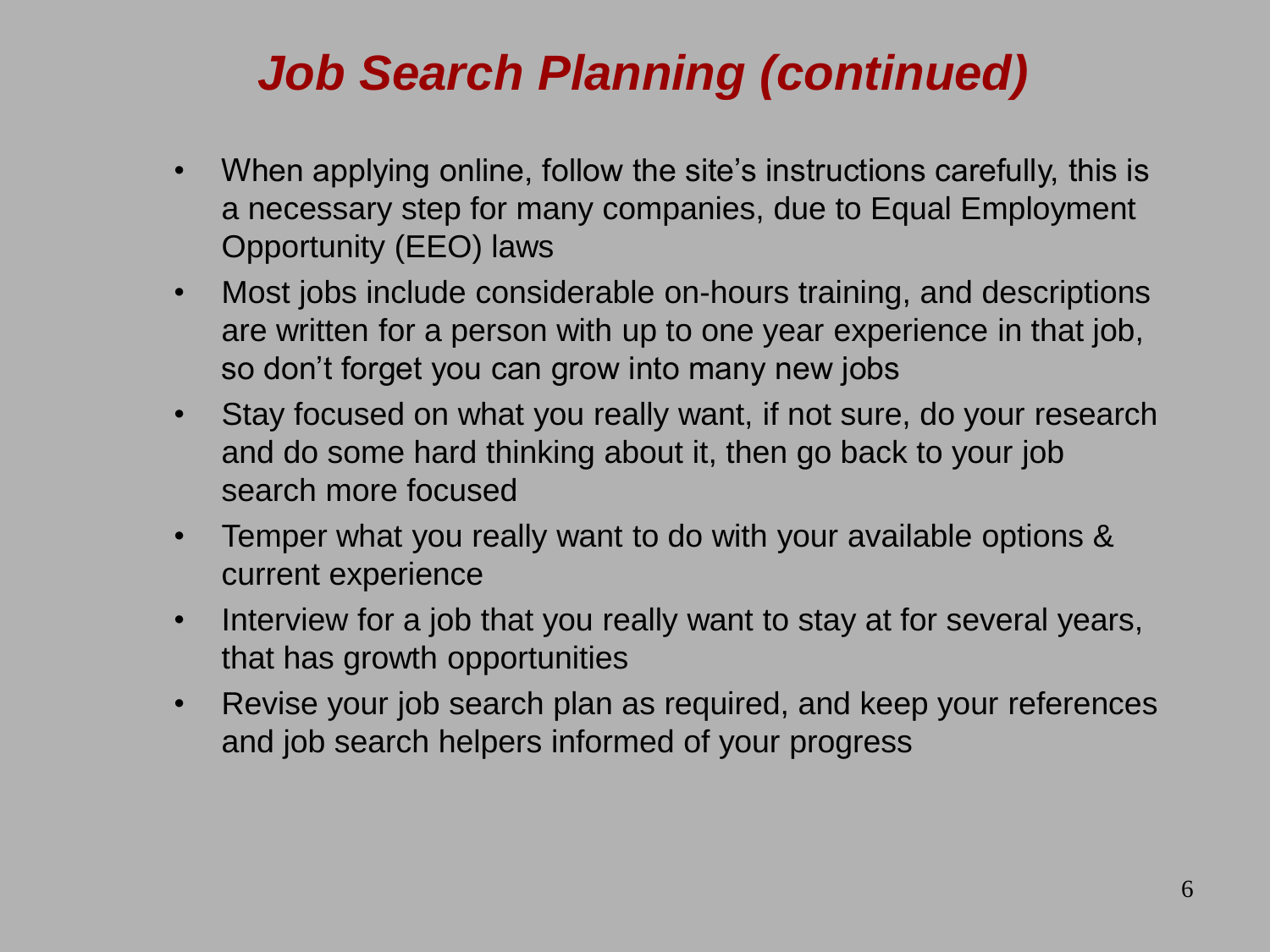# ***Job Search Planning (continued)***

- When applying online, follow the site's instructions carefully, this is a necessary step for many companies, due to Equal Employment Opportunity (EEO) laws
- Most jobs include considerable on-hours training, and descriptions are written for a person with up to one year experience in that job, so don't forget you can grow into many new jobs
- Stay focused on what you really want, if not sure, do your research and do some hard thinking about it, then go back to your job search more focused
- Temper what you really want to do with your available options & current experience
- Interview for a job that you really want to stay at for several years, that has growth opportunities
- Revise your job search plan as required, and keep your references and job search helpers informed of your progress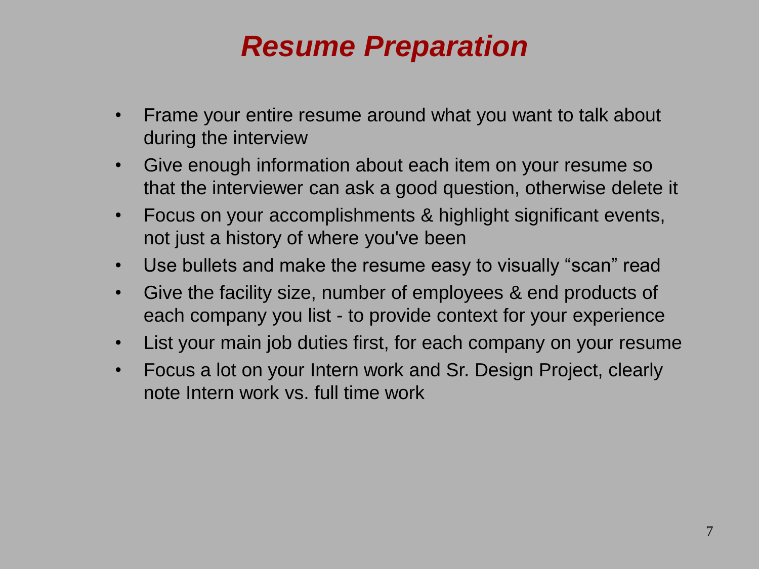# *Resume Preparation*

- Frame your entire resume around what you want to talk about during the interview
- Give enough information about each item on your resume so that the interviewer can ask a good question, otherwise delete it
- Focus on your accomplishments & highlight significant events, not just a history of where you've been
- Use bullets and make the resume easy to visually "scan" read
- Give the facility size, number of employees & end products of each company you list - to provide context for your experience
- List your main job duties first, for each company on your resume
- Focus a lot on your Intern work and Sr. Design Project, clearly note Intern work vs. full time work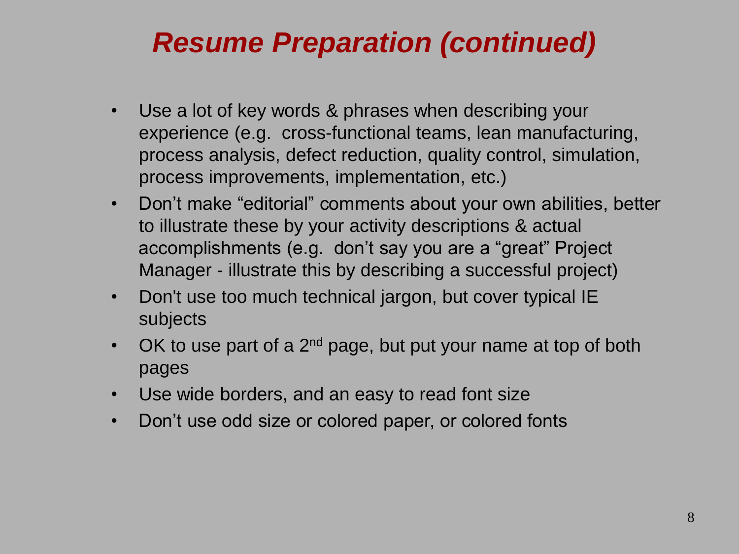# *Resume Preparation (continued)*

- Use a lot of key words & phrases when describing your experience (e.g. cross-functional teams, lean manufacturing, process analysis, defect reduction, quality control, simulation, process improvements, implementation, etc.)
- Don't make "editorial" comments about your own abilities, better to illustrate these by your activity descriptions & actual accomplishments (e.g. don't say you are a "great" Project Manager - illustrate this by describing a successful project)
- Don't use too much technical jargon, but cover typical IE subjects
- OK to use part of a 2nd page, but put your name at top of both pages
- Use wide borders, and an easy to read font size
- Don't use odd size or colored paper, or colored fonts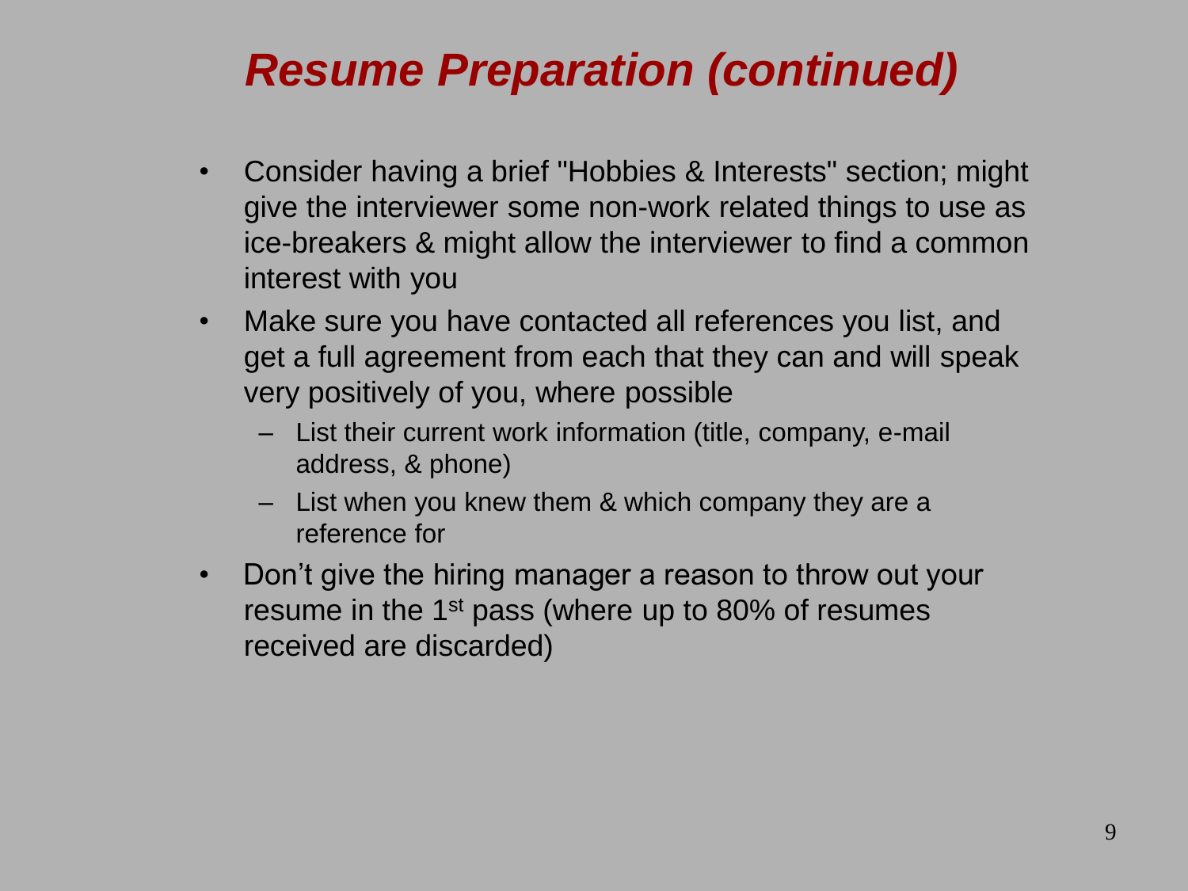# ***Resume Preparation (continued)***

- Consider having a brief "Hobbies & Interests" section; might give the interviewer some non-work related things to use as ice-breakers & might allow the interviewer to find a common interest with you
- Make sure you have contacted all references you list, and get a full agreement from each that they can and will speak very positively of you, where possible
  - List their current work information (title, company, e-mail address, & phone)
  - List when you knew them & which company they are a reference for
- Don't give the hiring manager a reason to throw out your resume in the 1st pass (where up to 80% of resumes received are discarded)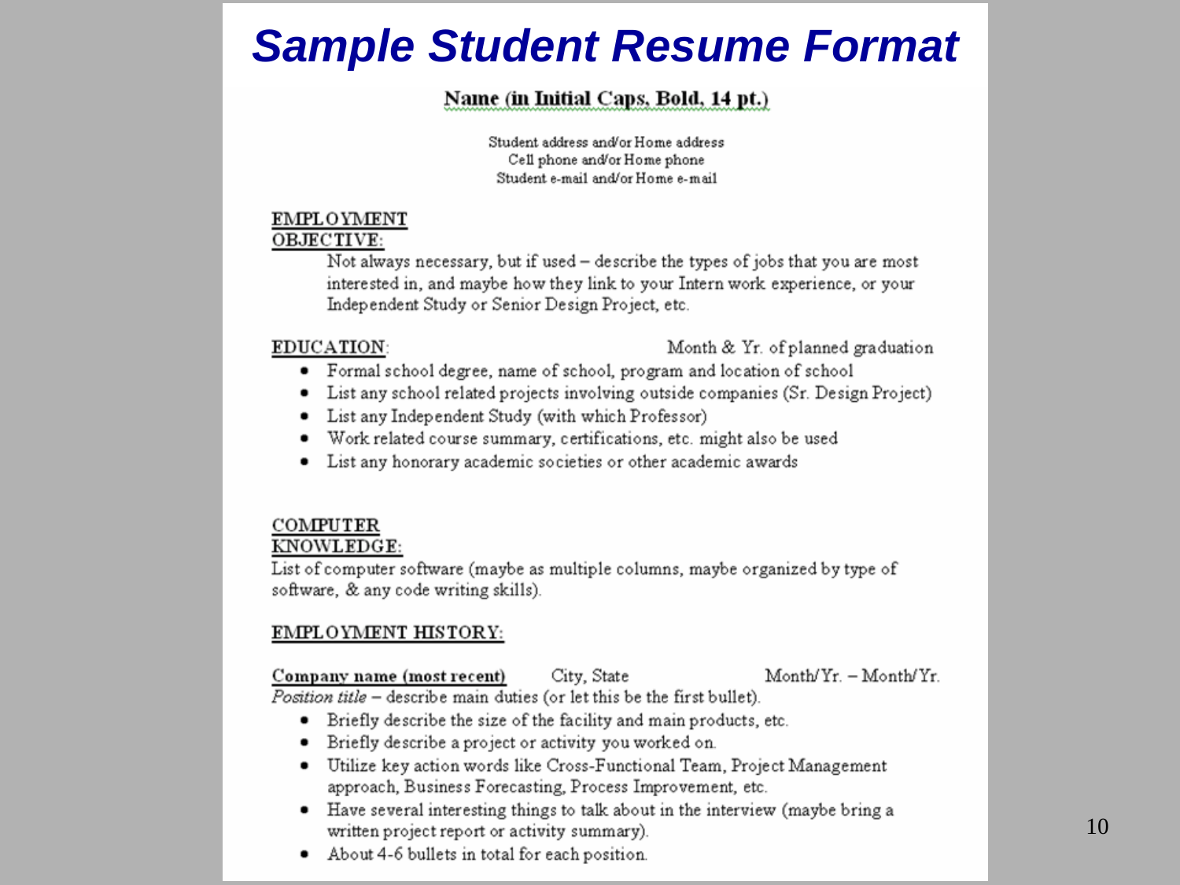# Sample Student Resume Format

**Name (in Initial Caps, Bold, 14 pt.)**

Student address and/or Home address
Cell phone and/or Home phone
Student e-mail and/or Home e-mail

**EMPLOYMENT OBJECTIVE:**

Not always necessary, but if used – describe the types of jobs that you are most interested in, and maybe how they link to your Intern work experience, or your Independent Study or Senior Design Project, etc.

**EDUCATION:** Month & Yr. of planned graduation

- Formal school degree, name of school, program and location of school
- List any school related projects involving outside companies (Sr. Design Project)
- List any Independent Study (with which Professor)
- Work related course summary, certifications, etc. might also be used
- List any honorary academic societies or other academic awards

**COMPUTER KNOWLEDGE:**

List of computer software (maybe as multiple columns, maybe organized by type of software, & any code writing skills).

**EMPLOYMENT HISTORY:**

**Company name (most recent)** City, State Month/Yr. – Month/Yr.

*Position title* – describe main duties (or let this be the first bullet).

- Briefly describe the size of the facility and main products, etc.
- Briefly describe a project or activity you worked on.
- Utilize key action words like Cross-Functional Team, Project Management approach, Business Forecasting, Process Improvement, etc.
- Have several interesting things to talk about in the interview (maybe bring a written project report or activity summary).
- About 4-6 bullets in total for each position.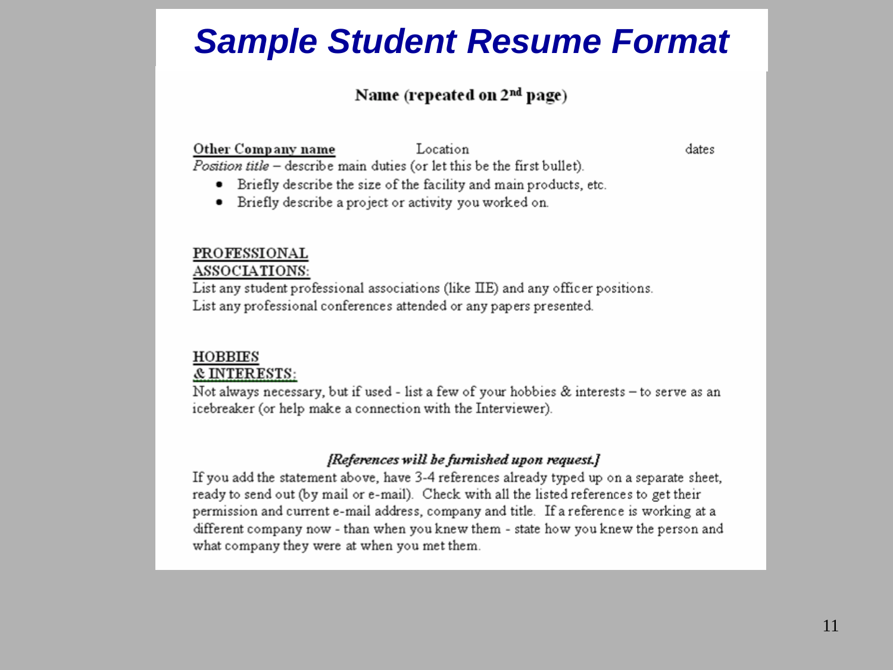# Sample Student Resume Format

**Name (repeated on 2nd page)**

**Other Company name** Location dates

*Position title* – describe main duties (or let this be the first bullet).

- Briefly describe the size of the facility and main products, etc.
- Briefly describe a project or activity you worked on.

**PROFESSIONAL ASSOCIATIONS:**

List any student professional associations (like IIE) and any officer positions.
List any professional conferences attended or any papers presented.

**HOBBIES & INTERESTS:**

Not always necessary, but if used - list a few of your hobbies & interests – to serve as an icebreaker (or help make a connection with the Interviewer).

***[References will be furnished upon request.]***

If you add the statement above, have 3-4 references already typed up on a separate sheet, ready to send out (by mail or e-mail). Check with all the listed references to get their permission and current e-mail address, company and title. If a reference is working at a different company now - than when you knew them - state how you knew the person and what company they were at when you met them.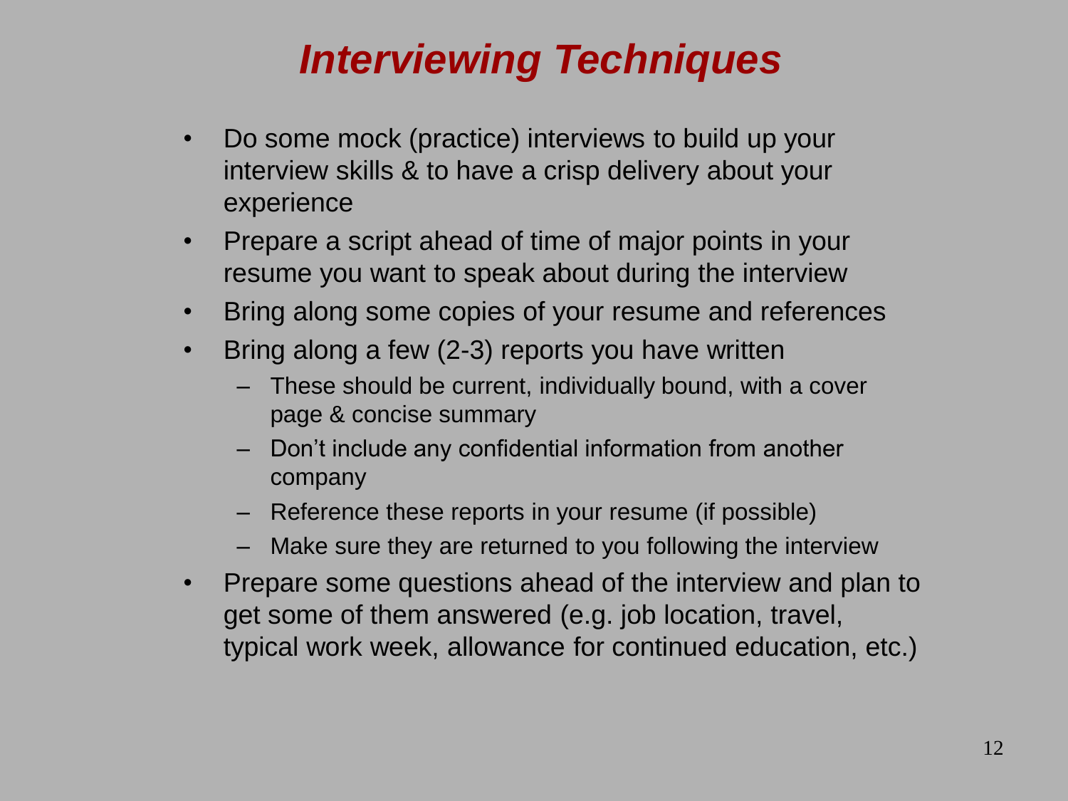# *Interviewing Techniques*

- Do some mock (practice) interviews to build up your interview skills & to have a crisp delivery about your experience
- Prepare a script ahead of time of major points in your resume you want to speak about during the interview
- Bring along some copies of your resume and references
- Bring along a few (2-3) reports you have written
  - These should be current, individually bound, with a cover page & concise summary
  - Don't include any confidential information from another company
  - Reference these reports in your resume (if possible)
  - Make sure they are returned to you following the interview
- Prepare some questions ahead of the interview and plan to get some of them answered (e.g. job location, travel, typical work week, allowance for continued education, etc.)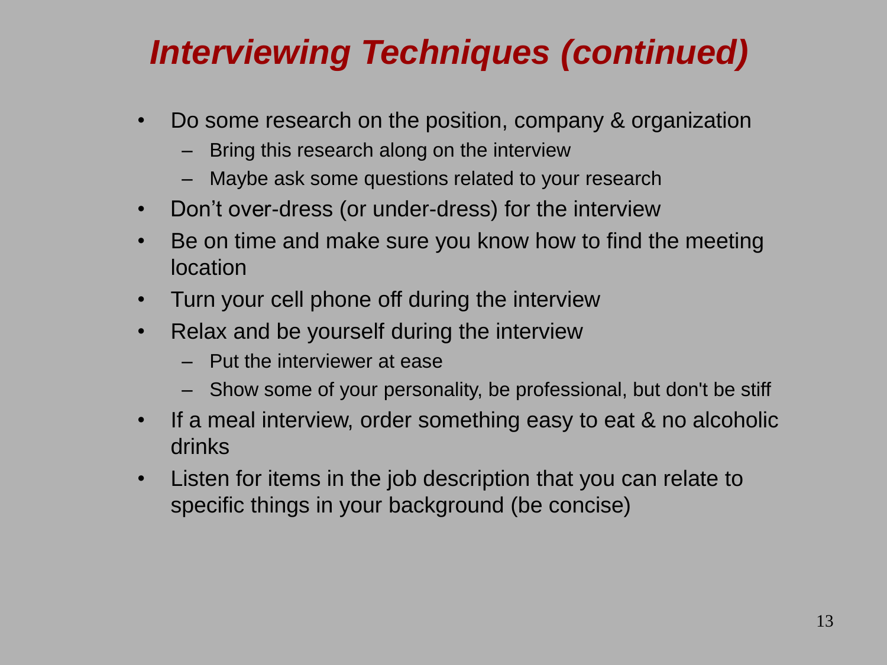# *Interviewing Techniques (continued)*

- Do some research on the position, company & organization
  - Bring this research along on the interview
  - Maybe ask some questions related to your research
- Don’t over-dress (or under-dress) for the interview
- Be on time and make sure you know how to find the meeting location
- Turn your cell phone off during the interview
- Relax and be yourself during the interview
  - Put the interviewer at ease
  - Show some of your personality, be professional, but don't be stiff
- If a meal interview, order something easy to eat & no alcoholic drinks
- Listen for items in the job description that you can relate to specific things in your background (be concise)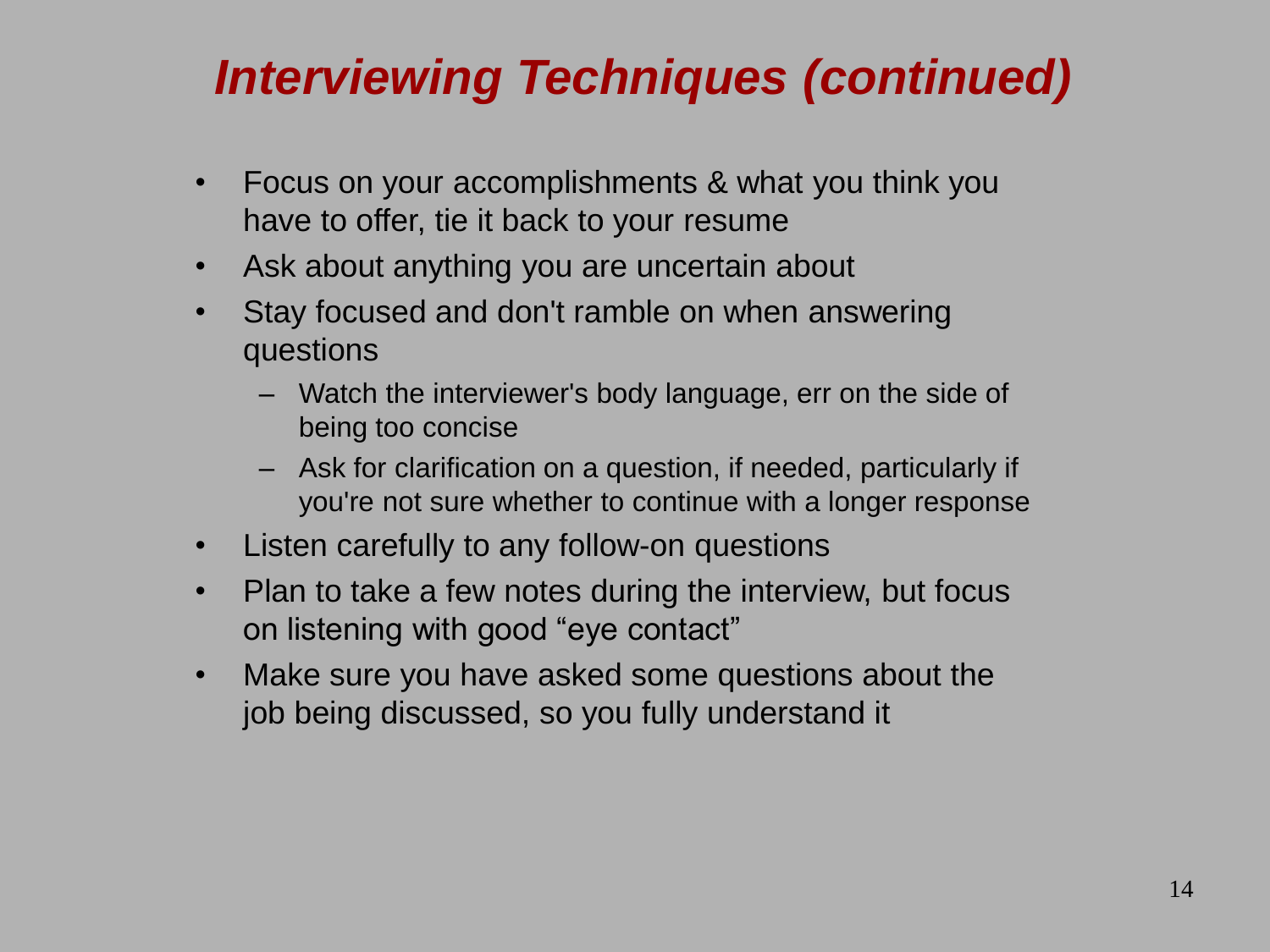# *Interviewing Techniques (continued)*

- Focus on your accomplishments & what you think you have to offer, tie it back to your resume
- Ask about anything you are uncertain about
- Stay focused and don't ramble on when answering questions
  - Watch the interviewer's body language, err on the side of being too concise
  - Ask for clarification on a question, if needed, particularly if you're not sure whether to continue with a longer response
- Listen carefully to any follow-on questions
- Plan to take a few notes during the interview, but focus on listening with good "eye contact"
- Make sure you have asked some questions about the job being discussed, so you fully understand it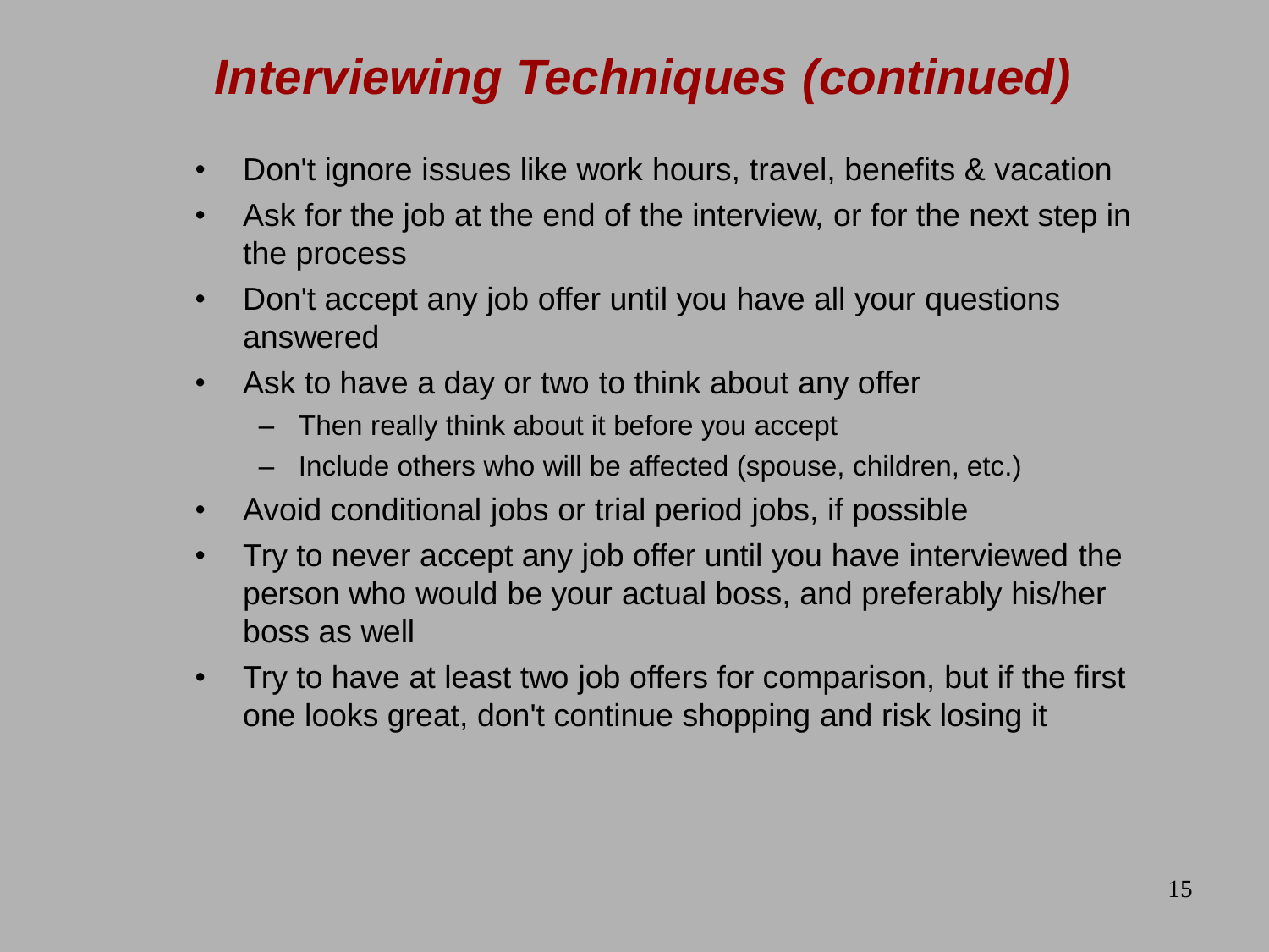# *Interviewing Techniques (continued)*

- Don't ignore issues like work hours, travel, benefits & vacation
- Ask for the job at the end of the interview, or for the next step in the process
- Don't accept any job offer until you have all your questions answered
- Ask to have a day or two to think about any offer
  - Then really think about it before you accept
  - Include others who will be affected (spouse, children, etc.)
- Avoid conditional jobs or trial period jobs, if possible
- Try to never accept any job offer until you have interviewed the person who would be your actual boss, and preferably his/her boss as well
- Try to have at least two job offers for comparison, but if the first one looks great, don't continue shopping and risk losing it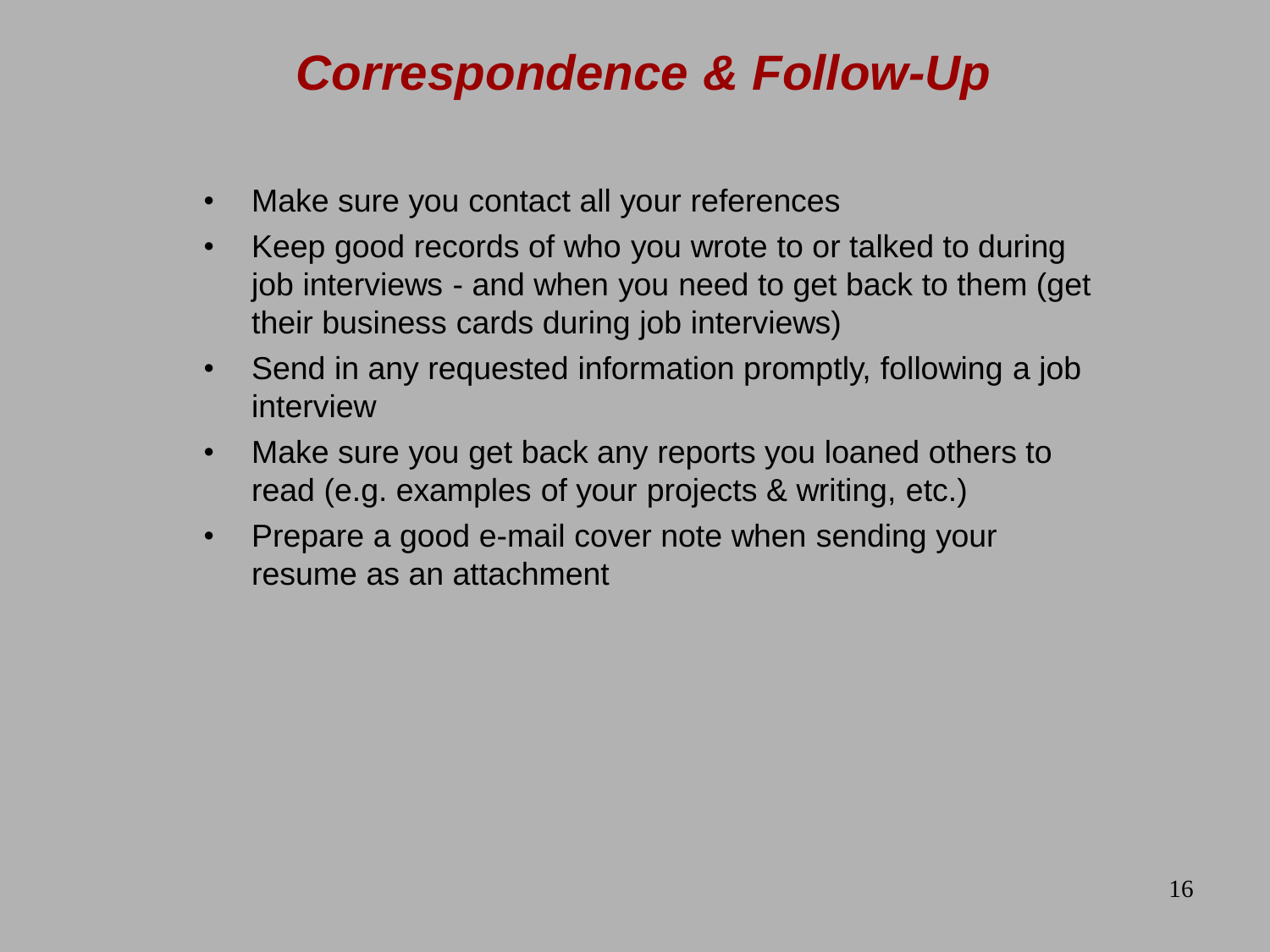# *Correspondence & Follow-Up*

- Make sure you contact all your references
- Keep good records of who you wrote to or talked to during job interviews - and when you need to get back to them (get their business cards during job interviews)
- Send in any requested information promptly, following a job interview
- Make sure you get back any reports you loaned others to read (e.g. examples of your projects & writing, etc.)
- Prepare a good e-mail cover note when sending your resume as an attachment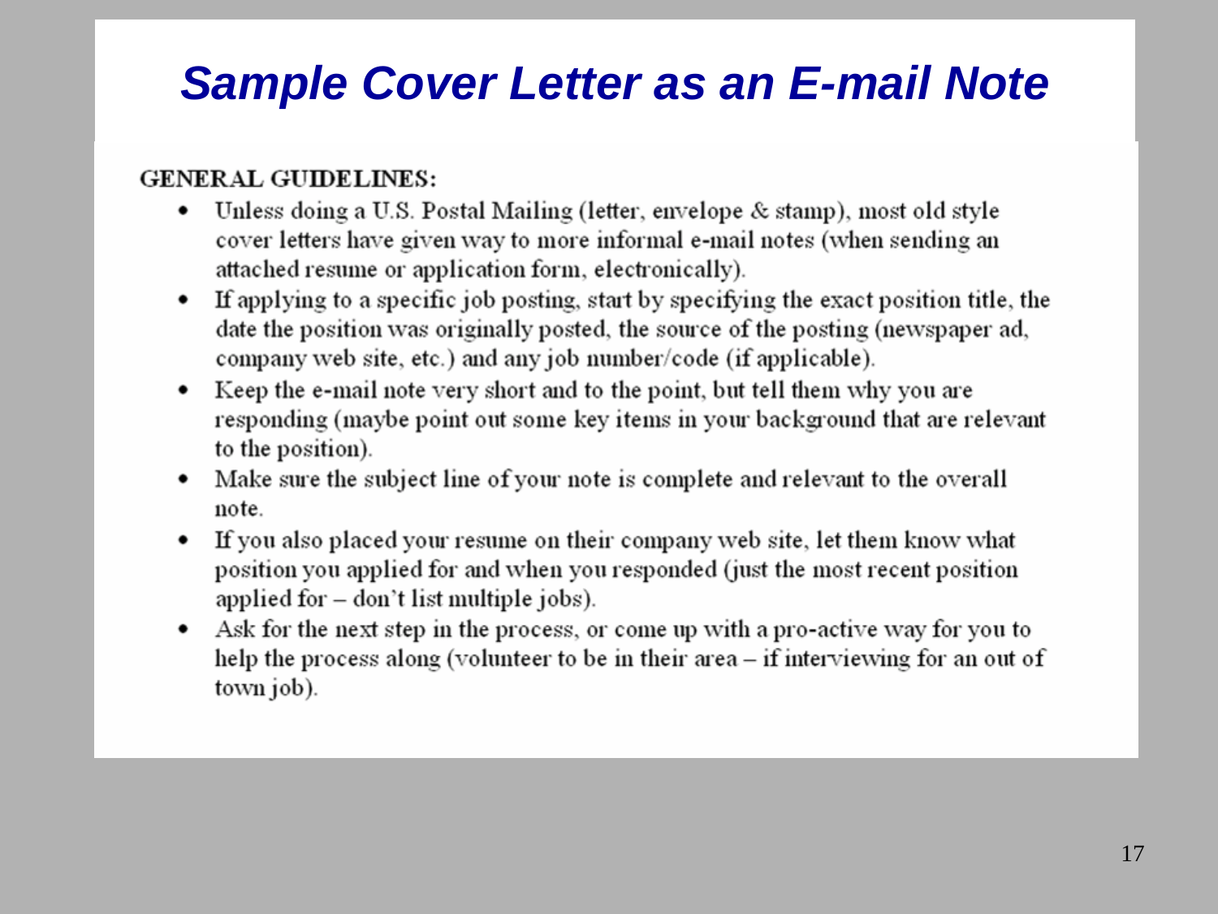# *Sample Cover Letter as an E-mail Note*

**GENERAL GUIDELINES:**

- Unless doing a U.S. Postal Mailing (letter, envelope & stamp), most old style cover letters have given way to more informal e-mail notes (when sending an attached resume or application form, electronically).
- If applying to a specific job posting, start by specifying the exact position title, the date the position was originally posted, the source of the posting (newspaper ad, company web site, etc.) and any job number/code (if applicable).
- Keep the e-mail note very short and to the point, but tell them why you are responding (maybe point out some key items in your background that are relevant to the position).
- Make sure the subject line of your note is complete and relevant to the overall note.
- If you also placed your resume on their company web site, let them know what position you applied for and when you responded (just the most recent position applied for – don't list multiple jobs).
- Ask for the next step in the process, or come up with a pro-active way for you to help the process along (volunteer to be in their area – if interviewing for an out of town job).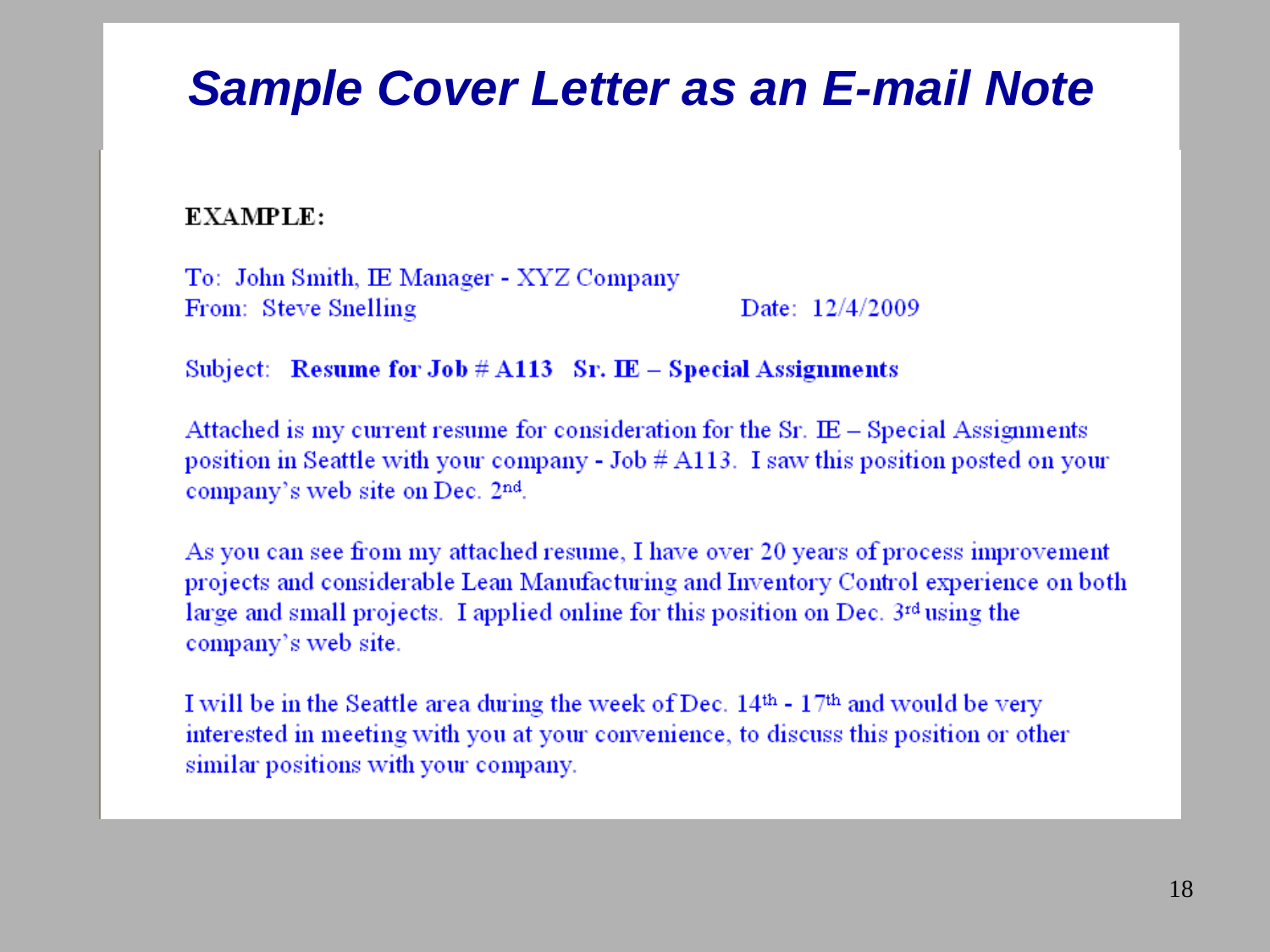# *Sample Cover Letter as an E-mail Note*

**EXAMPLE:**

To: John Smith, IE Manager - XYZ Company
From: Steve Snelling　　　　　　　　　　　　　　　Date: 12/4/2009

Subject: **Resume for Job # A113 Sr. IE – Special Assignments**

Attached is my current resume for consideration for the Sr. IE – Special Assignments position in Seattle with your company - Job # A113. I saw this position posted on your company's web site on Dec. 2nd.

As you can see from my attached resume, I have over 20 years of process improvement projects and considerable Lean Manufacturing and Inventory Control experience on both large and small projects. I applied online for this position on Dec. 3rd using the company's web site.

I will be in the Seattle area during the week of Dec. 14th - 17th and would be very interested in meeting with you at your convenience, to discuss this position or other similar positions with your company.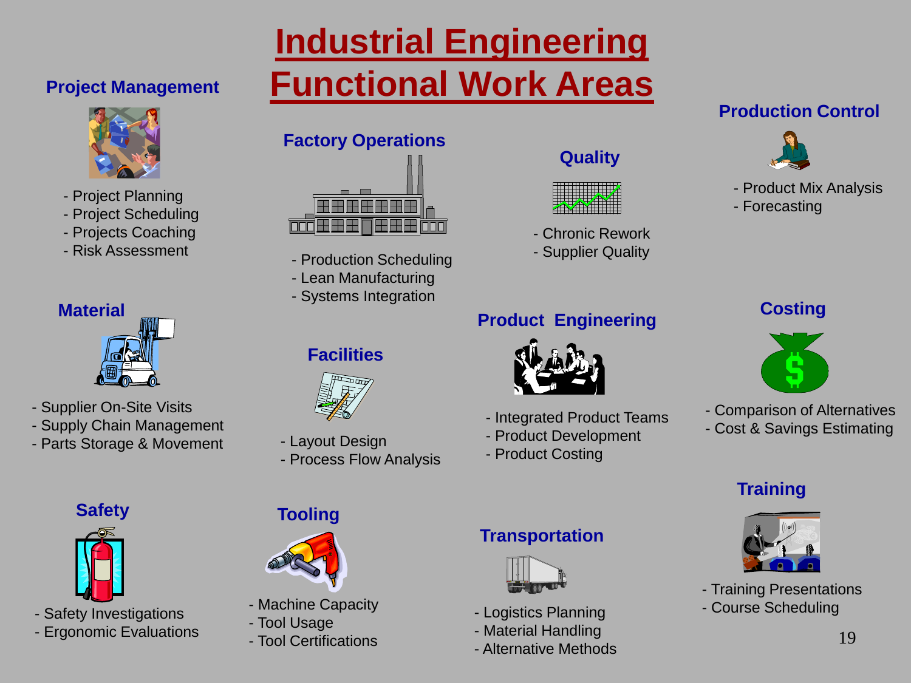# Industrial Engineering Functional Work Areas

### Project Management

- Project Planning
- Project Scheduling
- Projects Coaching
- Risk Assessment

### Factory Operations

- Production Scheduling
- Lean Manufacturing
- Systems Integration

### Quality

- Chronic Rework
- Supplier Quality

### Production Control

- Product Mix Analysis
- Forecasting

### Material

- Supplier On-Site Visits
- Supply Chain Management
- Parts Storage & Movement

### Facilities

- Layout Design
- Process Flow Analysis

### Product Engineering

- Integrated Product Teams
- Product Development
- Product Costing

### Costing

- Comparison of Alternatives
- Cost & Savings Estimating

### Safety

- Safety Investigations
- Ergonomic Evaluations

### Tooling

- Machine Capacity
- Tool Usage
- Tool Certifications

### Transportation

- Logistics Planning
- Material Handling
- Alternative Methods

### Training

- Training Presentations
- Course Scheduling